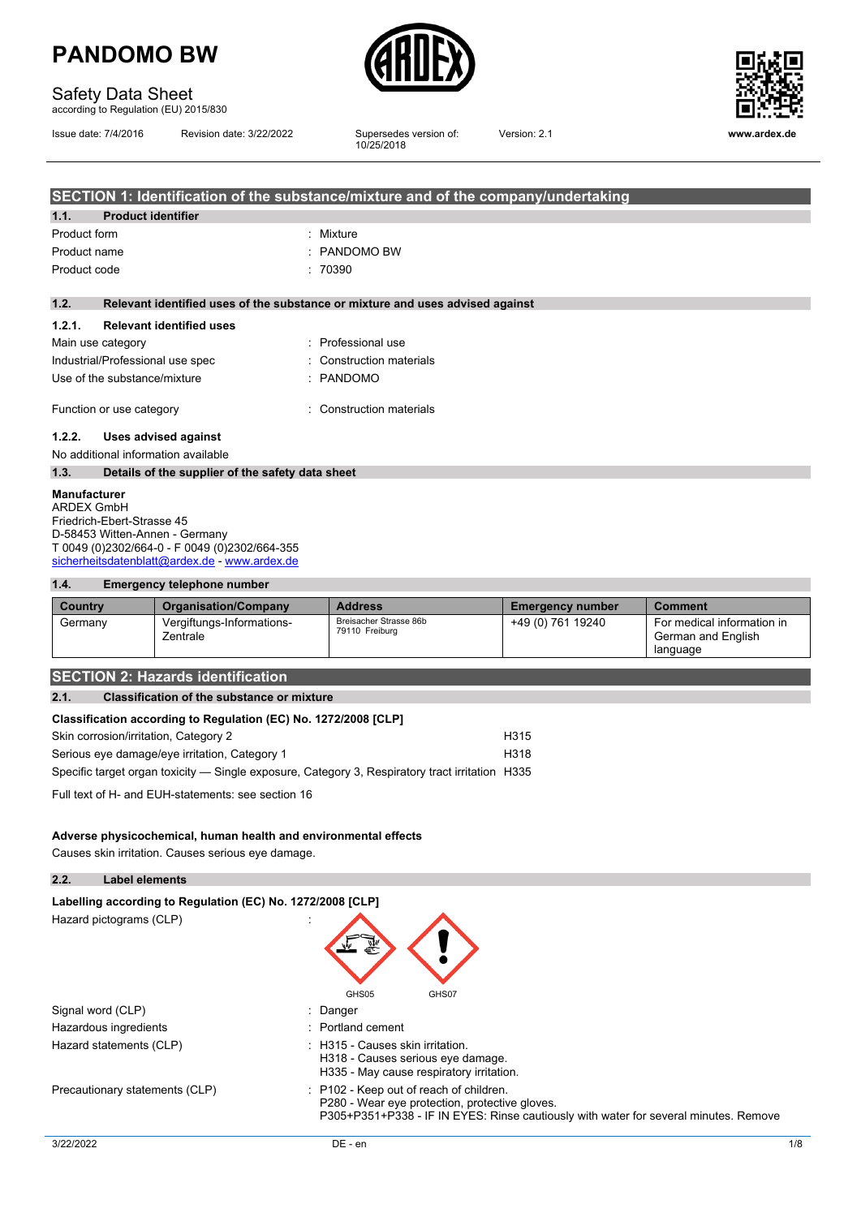# PANDOMO BW

## Safety Data Sheet

according to Regulation (EU) 2015/830

Issue date: 7/4/2016 | Revision date: 3/22/2022 | Supersedes version of: 10/25/2018 | Version: 2.1 | www.ardex.de

## SECTION 1: Identification of the substance/mixture and of the company/undertaking

### 1.1. Product identifier

Product form : Mixture
Product name : PANDOMO BW
Product code : 70390

### 1.2. Relevant identified uses of the substance or mixture and uses advised against

#### 1.2.1. Relevant identified uses

Main use category : Professional use
Industrial/Professional use spec : Construction materials
Use of the substance/mixture : PANDOMO

Function or use category : Construction materials

#### 1.2.2. Uses advised against

No additional information available

### 1.3. Details of the supplier of the safety data sheet

**Manufacturer**
ARDEX GmbH
Friedrich-Ebert-Strasse 45
D-58453 Witten-Annen - Germany
T 0049 (0)2302/664-0 - F 0049 (0)2302/664-355
sicherheitsdatenblatt@ardex.de - www.ardex.de

### 1.4. Emergency telephone number

| Country | Organisation/Company | Address | Emergency number | Comment |
|---|---|---|---|---|
| Germany | Vergiftungs-Informations-Zentrale | Breisacher Strasse 86b 79110 Freiburg | +49 (0) 761 19240 | For medical information in German and English language |

## SECTION 2: Hazards identification

### 2.1. Classification of the substance or mixture

**Classification according to Regulation (EC) No. 1272/2008 [CLP]**

| | |
|---|---|
| Skin corrosion/irritation, Category 2 | H315 |
| Serious eye damage/eye irritation, Category 1 | H318 |
| Specific target organ toxicity — Single exposure, Category 3, Respiratory tract irritation | H335 |

Full text of H- and EUH-statements: see section 16

**Adverse physicochemical, human health and environmental effects**

Causes skin irritation. Causes serious eye damage.

### 2.2. Label elements

**Labelling according to Regulation (EC) No. 1272/2008 [CLP]**

Hazard pictograms (CLP) :

GHS05 GHS07

Signal word (CLP) : Danger
Hazardous ingredients : Portland cement
Hazard statements (CLP) : H315 - Causes skin irritation.
H318 - Causes serious eye damage.
H335 - May cause respiratory irritation.

Precautionary statements (CLP) : P102 - Keep out of reach of children.
P280 - Wear eye protection, protective gloves.
P305+P351+P338 - IF IN EYES: Rinse cautiously with water for several minutes. Remove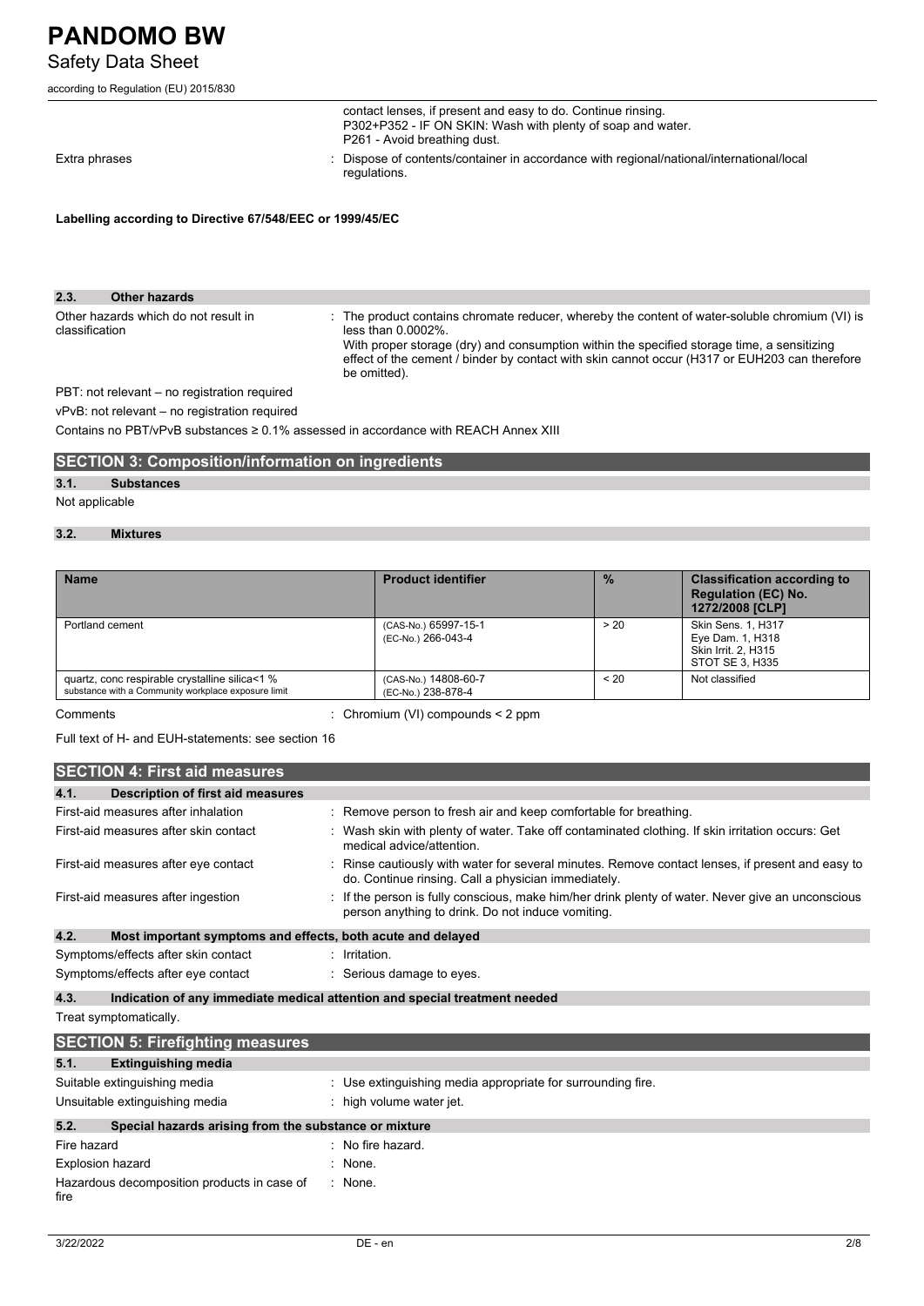| | |
|---|---|
| | contact lenses, if present and easy to do. Continue rinsing.<br>P302+P352 - IF ON SKIN: Wash with plenty of soap and water.<br>P261 - Avoid breathing dust. |
| Extra phrases | : Dispose of contents/container in accordance with regional/national/international/local regulations. |

**Labelling according to Directive 67/548/EEC or 1999/45/EC**

### 2.3. Other hazards

Other hazards which do not result in classification : The product contains chromate reducer, whereby the content of water-soluble chromium (VI) is less than 0.0002%.
With proper storage (dry) and consumption within the specified storage time, a sensitizing effect of the cement / binder by contact with skin cannot occur (H317 or EUH203 can therefore be omitted).

PBT: not relevant – no registration required

vPvB: not relevant – no registration required

Contains no PBT/vPvB substances ≥ 0.1% assessed in accordance with REACH Annex XIII

## SECTION 3: Composition/information on ingredients

### 3.1. Substances

Not applicable

### 3.2. Mixtures

| Name | Product identifier | % | Classification according to Regulation (EC) No. 1272/2008 [CLP] |
|---|---|---|---|
| Portland cement | (CAS-No.) 65997-15-1<br>(EC-No.) 266-043-4 | > 20 | Skin Sens. 1, H317<br>Eye Dam. 1, H318<br>Skin Irrit. 2, H315<br>STOT SE 3, H335 |
| quartz, conc respirable crystalline silica<1 %<br>substance with a Community workplace exposure limit | (CAS-No.) 14808-60-7<br>(EC-No.) 238-878-4 | < 20 | Not classified |

Comments : Chromium (VI) compounds < 2 ppm

Full text of H- and EUH-statements: see section 16

## SECTION 4: First aid measures

### 4.1. Description of first aid measures

| | |
|---|---|
| First-aid measures after inhalation | : Remove person to fresh air and keep comfortable for breathing. |
| First-aid measures after skin contact | : Wash skin with plenty of water. Take off contaminated clothing. If skin irritation occurs: Get medical advice/attention. |
| First-aid measures after eye contact | : Rinse cautiously with water for several minutes. Remove contact lenses, if present and easy to do. Continue rinsing. Call a physician immediately. |
| First-aid measures after ingestion | : If the person is fully conscious, make him/her drink plenty of water. Never give an unconscious person anything to drink. Do not induce vomiting. |

### 4.2. Most important symptoms and effects, both acute and delayed

| | |
|---|---|
| Symptoms/effects after skin contact | : Irritation. |
| Symptoms/effects after eye contact | : Serious damage to eyes. |

### 4.3. Indication of any immediate medical attention and special treatment needed

Treat symptomatically.

## SECTION 5: Firefighting measures

### 5.1. Extinguishing media

| | |
|---|---|
| Suitable extinguishing media | : Use extinguishing media appropriate for surrounding fire. |
| Unsuitable extinguishing media | : high volume water jet. |

### 5.2. Special hazards arising from the substance or mixture

| | |
|---|---|
| Fire hazard | : No fire hazard. |
| Explosion hazard | : None. |
| Hazardous decomposition products in case of fire | : None. |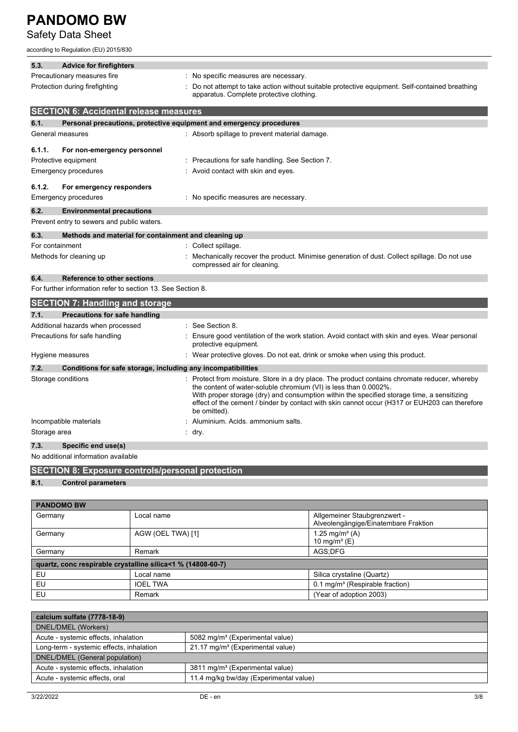### 5.3. Advice for firefighters

| | |
|---|---|
| Precautionary measures fire | : No specific measures are necessary. |
| Protection during firefighting | : Do not attempt to take action without suitable protective equipment. Self-contained breathing apparatus. Complete protective clothing. |

## SECTION 6: Accidental release measures

### 6.1. Personal precautions, protective equipment and emergency procedures

| | |
|---|---|
| General measures | : Absorb spillage to prevent material damage. |

#### 6.1.1. For non-emergency personnel

| | |
|---|---|
| Protective equipment | : Precautions for safe handling. See Section 7. |
| Emergency procedures | : Avoid contact with skin and eyes. |

#### 6.1.2. For emergency responders

| | |
|---|---|
| Emergency procedures | : No specific measures are necessary. |

### 6.2. Environmental precautions

Prevent entry to sewers and public waters.

### 6.3. Methods and material for containment and cleaning up

| | |
|---|---|
| For containment | : Collect spillage. |
| Methods for cleaning up | : Mechanically recover the product. Minimise generation of dust. Collect spillage. Do not use compressed air for cleaning. |

### 6.4. Reference to other sections

For further information refer to section 13. See Section 8.

## SECTION 7: Handling and storage

### 7.1. Precautions for safe handling

| | |
|---|---|
| Additional hazards when processed | : See Section 8. |
| Precautions for safe handling | : Ensure good ventilation of the work station. Avoid contact with skin and eyes. Wear personal protective equipment. |
| Hygiene measures | : Wear protective gloves. Do not eat, drink or smoke when using this product. |

### 7.2. Conditions for safe storage, including any incompatibilities

| | |
|---|---|
| Storage conditions | : Protect from moisture. Store in a dry place. The product contains chromate reducer, whereby the content of water-soluble chromium (VI) is less than 0.0002%. With proper storage (dry) and consumption within the specified storage time, a sensitizing effect of the cement / binder by contact with skin cannot occur (H317 or EUH203 can therefore be omitted). |
| Incompatible materials | : Aluminium. Acids. ammonium salts. |
| Storage area | : dry. |

### 7.3. Specific end use(s)

No additional information available

## SECTION 8: Exposure controls/personal protection

### 8.1. Control parameters

| PANDOMO BW | | |
|---|---|---|
| Germany | Local name | Allgemeiner Staubgrenzwert - Alveolengängige/Einatembare Fraktion |
| Germany | AGW (OEL TWA) [1] | 1.25 mg/m³ (A)<br>10 mg/m³ (E) |
| Germany | Remark | AGS;DFG |
| **quartz, conc respirable crystalline silica<1 % (14808-60-7)** | | |
| EU | Local name | Silica crystaline (Quartz) |
| EU | IOEL TWA | 0.1 mg/m³ (Respirable fraction) |
| EU | Remark | (Year of adoption 2003) |

| calcium sulfate (7778-18-9) | |
|---|---|
| **DNEL/DMEL (Workers)** | |
| Acute - systemic effects, inhalation | 5082 mg/m³ (Experimental value) |
| Long-term - systemic effects, inhalation | 21.17 mg/m³ (Experimental value) |
| **DNEL/DMEL (General population)** | |
| Acute - systemic effects, inhalation | 3811 mg/m³ (Experimental value) |
| Acute - systemic effects, oral | 11.4 mg/kg bw/day (Experimental value) |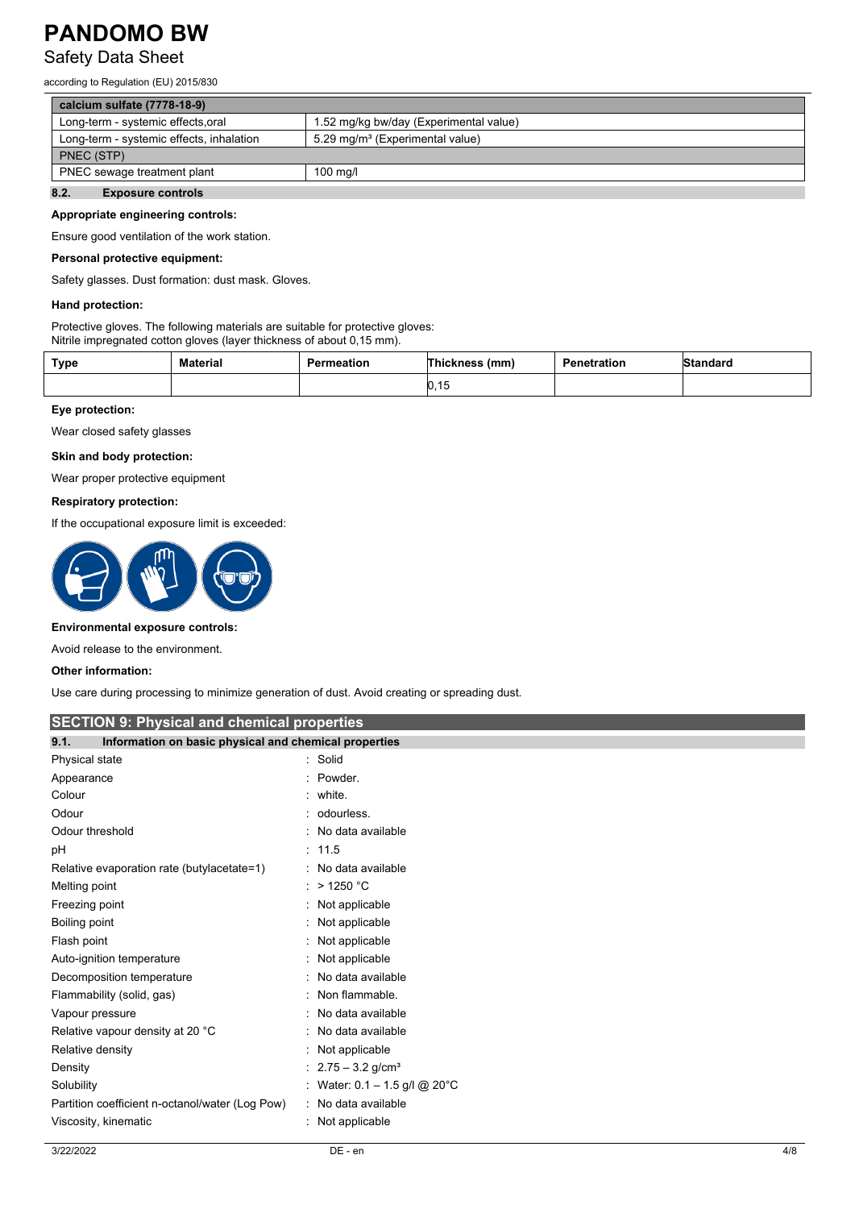| calcium sulfate (7778-18-9) | |
|---|---|
| Long-term - systemic effects,oral | 1.52 mg/kg bw/day (Experimental value) |
| Long-term - systemic effects, inhalation | 5.29 mg/m³ (Experimental value) |
| PNEC (STP) | |
| PNEC sewage treatment plant | 100 mg/l |

### 8.2. Exposure controls

**Appropriate engineering controls:**

Ensure good ventilation of the work station.

**Personal protective equipment:**

Safety glasses. Dust formation: dust mask. Gloves.

**Hand protection:**

Protective gloves. The following materials are suitable for protective gloves:
Nitrile impregnated cotton gloves (layer thickness of about 0,15 mm).

| Type | Material | Permeation | Thickness (mm) | Penetration | Standard |
|---|---|---|---|---|---|
| | | | 0,15 | | |

**Eye protection:**

Wear closed safety glasses

**Skin and body protection:**

Wear proper protective equipment

**Respiratory protection:**

If the occupational exposure limit is exceeded:

**Environmental exposure controls:**

Avoid release to the environment.

**Other information:**

Use care during processing to minimize generation of dust. Avoid creating or spreading dust.

## SECTION 9: Physical and chemical properties

### 9.1. Information on basic physical and chemical properties

| | |
|---|---|
| Physical state | : Solid |
| Appearance | : Powder. |
| Colour | : white. |
| Odour | : odourless. |
| Odour threshold | : No data available |
| pH | : 11.5 |
| Relative evaporation rate (butylacetate=1) | : No data available |
| Melting point | : > 1250 °C |
| Freezing point | : Not applicable |
| Boiling point | : Not applicable |
| Flash point | : Not applicable |
| Auto-ignition temperature | : Not applicable |
| Decomposition temperature | : No data available |
| Flammability (solid, gas) | : Non flammable. |
| Vapour pressure | : No data available |
| Relative vapour density at 20 °C | : No data available |
| Relative density | : Not applicable |
| Density | : 2.75 – 3.2 g/cm³ |
| Solubility | : Water: 0.1 – 1.5 g/l @ 20°C |
| Partition coefficient n-octanol/water (Log Pow) | : No data available |
| Viscosity, kinematic | : Not applicable |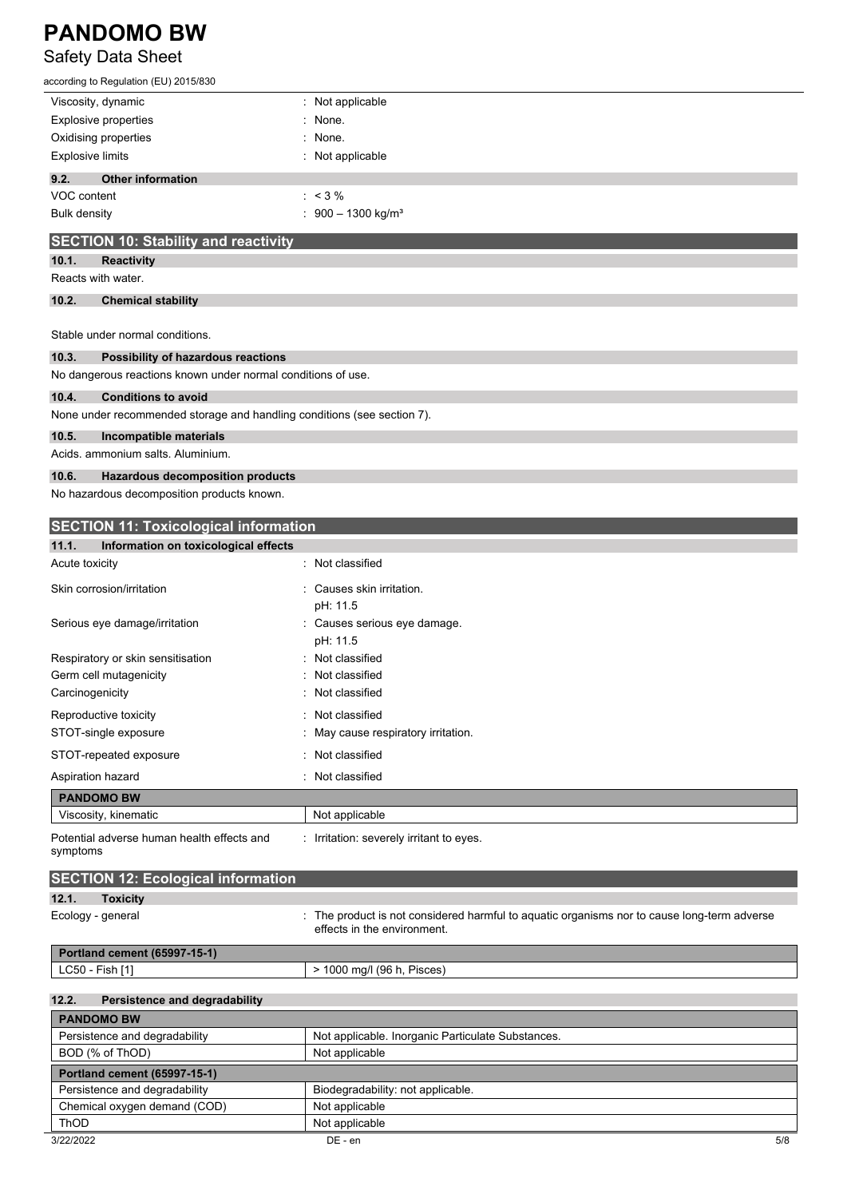| | |
|---|---|
| Viscosity, dynamic | : Not applicable |
| Explosive properties | : None. |
| Oxidising properties | : None. |
| Explosive limits | : Not applicable |

### 9.2. Other information

| | |
|---|---|
| VOC content | : < 3 % |
| Bulk density | : 900 – 1300 kg/m³ |

## SECTION 10: Stability and reactivity

### 10.1. Reactivity

Reacts with water.

### 10.2. Chemical stability

Stable under normal conditions.

### 10.3. Possibility of hazardous reactions

No dangerous reactions known under normal conditions of use.

### 10.4. Conditions to avoid

None under recommended storage and handling conditions (see section 7).

### 10.5. Incompatible materials

Acids. ammonium salts. Aluminium.

### 10.6. Hazardous decomposition products

No hazardous decomposition products known.

## SECTION 11: Toxicological information

### 11.1. Information on toxicological effects

| | |
|---|---|
| Acute toxicity | : Not classified |
| Skin corrosion/irritation | : Causes skin irritation.<br>pH: 11.5 |
| Serious eye damage/irritation | : Causes serious eye damage.<br>pH: 11.5 |
| Respiratory or skin sensitisation | : Not classified |
| Germ cell mutagenicity | : Not classified |
| Carcinogenicity | : Not classified |
| Reproductive toxicity | : Not classified |
| STOT-single exposure | : May cause respiratory irritation. |
| STOT-repeated exposure | : Not classified |
| Aspiration hazard | : Not classified |

| PANDOMO BW | |
|---|---|
| Viscosity, kinematic | Not applicable |

| | |
|---|---|
| Potential adverse human health effects and symptoms | : Irritation: severely irritant to eyes. |

## SECTION 12: Ecological information

### 12.1. Toxicity

| | |
|---|---|
| Ecology - general | : The product is not considered harmful to aquatic organisms nor to cause long-term adverse effects in the environment. |

| Portland cement (65997-15-1) | |
|---|---|
| LC50 - Fish [1] | > 1000 mg/l (96 h, Pisces) |

### 12.2. Persistence and degradability

| PANDOMO BW | |
|---|---|
| Persistence and degradability | Not applicable. Inorganic Particulate Substances. |
| BOD (% of ThOD) | Not applicable |
| **Portland cement (65997-15-1)** | |
| Persistence and degradability | Biodegradability: not applicable. |
| Chemical oxygen demand (COD) | Not applicable |
| ThOD | Not applicable |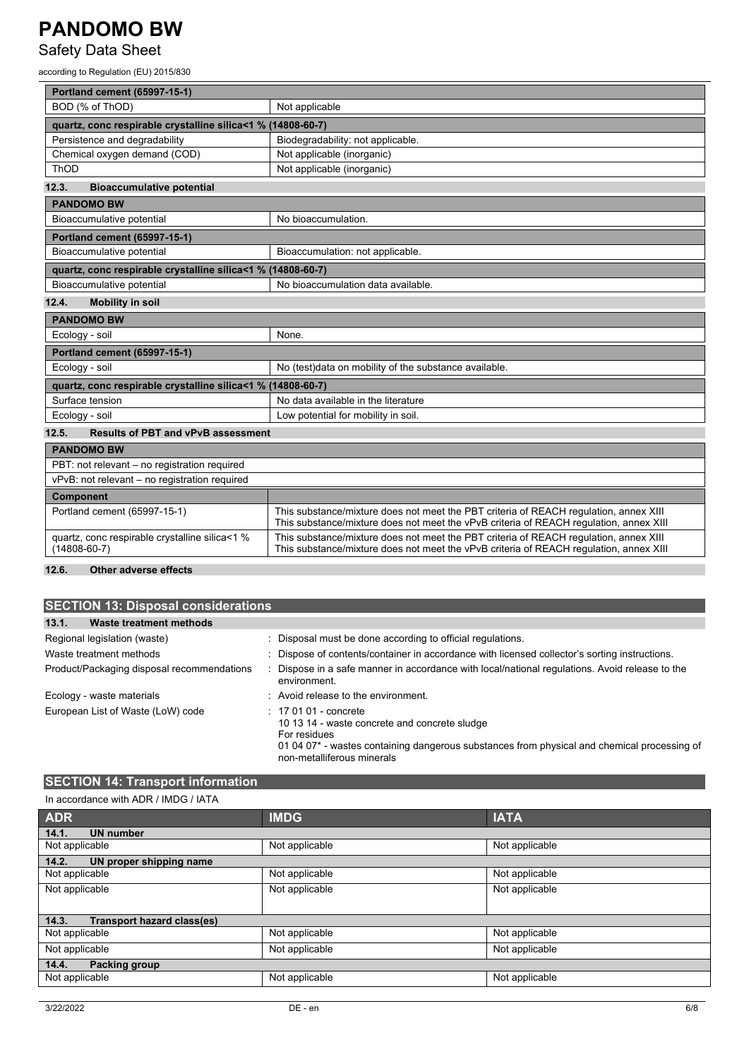| Portland cement (65997-15-1) | |
|---|---|
| BOD (% of ThOD) | Not applicable |

| quartz, conc respirable crystalline silica<1 % (14808-60-7) | |
|---|---|
| Persistence and degradability | Biodegradability: not applicable. |
| Chemical oxygen demand (COD) | Not applicable (inorganic) |
| ThOD | Not applicable (inorganic) |

### 12.3. Bioaccumulative potential

| PANDOMO BW | |
|---|---|
| Bioaccumulative potential | No bioaccumulation. |

| Portland cement (65997-15-1) | |
|---|---|
| Bioaccumulative potential | Bioaccumulation: not applicable. |

| quartz, conc respirable crystalline silica<1 % (14808-60-7) | |
|---|---|
| Bioaccumulative potential | No bioaccumulation data available. |

### 12.4. Mobility in soil

| PANDOMO BW | |
|---|---|
| Ecology - soil | None. |

| Portland cement (65997-15-1) | |
|---|---|
| Ecology - soil | No (test)data on mobility of the substance available. |

| quartz, conc respirable crystalline silica<1 % (14808-60-7) | |
|---|---|
| Surface tension | No data available in the literature |
| Ecology - soil | Low potential for mobility in soil. |

### 12.5. Results of PBT and vPvB assessment

| PANDOMO BW | |
|---|---|
| PBT: not relevant – no registration required | |
| vPvB: not relevant – no registration required | |

| Component | |
|---|---|
| Portland cement (65997-15-1) | This substance/mixture does not meet the PBT criteria of REACH regulation, annex XIII<br>This substance/mixture does not meet the vPvB criteria of REACH regulation, annex XIII |
| quartz, conc respirable crystalline silica<1 % (14808-60-7) | This substance/mixture does not meet the PBT criteria of REACH regulation, annex XIII<br>This substance/mixture does not meet the vPvB criteria of REACH regulation, annex XIII |

### 12.6. Other adverse effects

## SECTION 13: Disposal considerations

### 13.1. Waste treatment methods

Regional legislation (waste) : Disposal must be done according to official regulations.

Waste treatment methods : Dispose of contents/container in accordance with licensed collector's sorting instructions.

Product/Packaging disposal recommendations : Dispose in a safe manner in accordance with local/national regulations. Avoid release to the environment.

Ecology - waste materials : Avoid release to the environment.

European List of Waste (LoW) code : 17 01 01 - concrete
10 13 14 - waste concrete and concrete sludge
For residues
01 04 07* - wastes containing dangerous substances from physical and chemical processing of non-metalliferous minerals

## SECTION 14: Transport information

In accordance with ADR / IMDG / IATA

| ADR | IMDG | IATA |
|---|---|---|
| **14.1. UN number** | | |
| Not applicable | Not applicable | Not applicable |
| **14.2. UN proper shipping name** | | |
| Not applicable | Not applicable | Not applicable |
| Not applicable | Not applicable | Not applicable |
| **14.3. Transport hazard class(es)** | | |
| Not applicable | Not applicable | Not applicable |
| Not applicable | Not applicable | Not applicable |
| **14.4. Packing group** | | |
| Not applicable | Not applicable | Not applicable |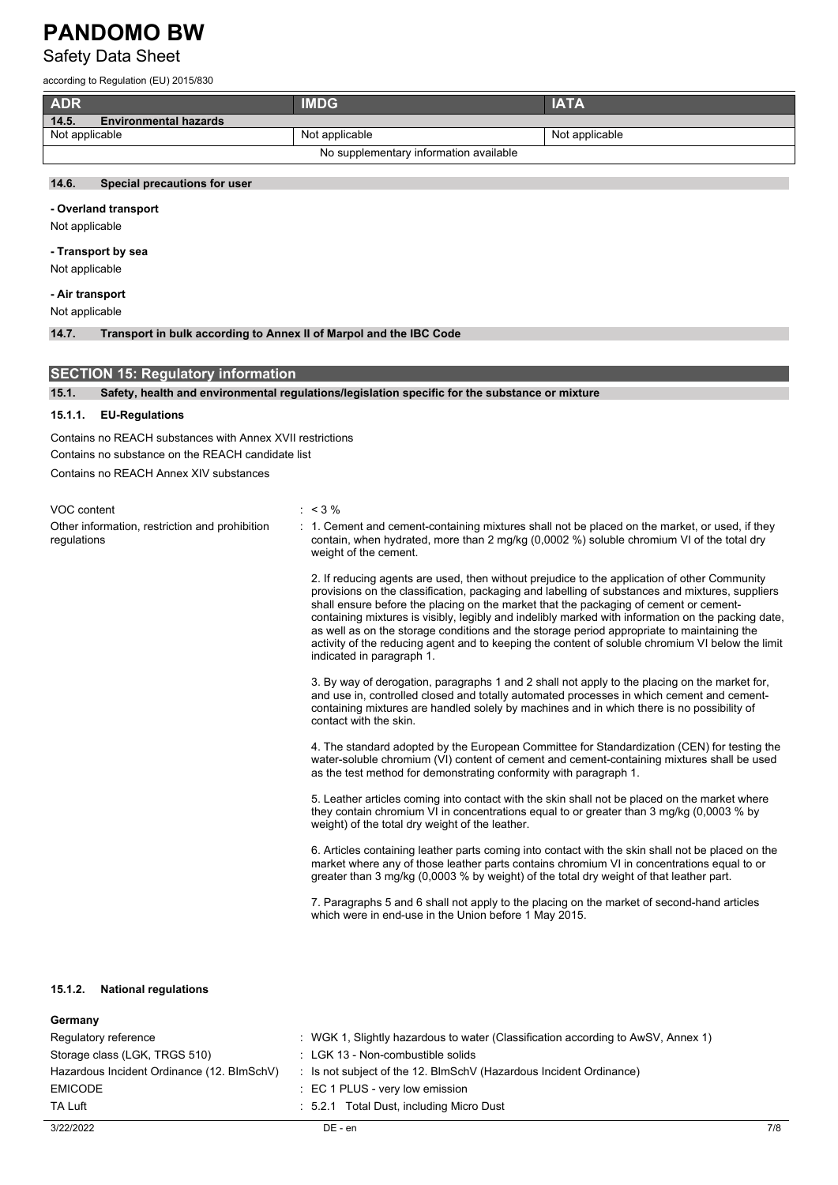| ADR | IMDG | IATA |
|---|---|---|
| **14.5. Environmental hazards** | | |
| Not applicable | Not applicable | Not applicable |
| No supplementary information available | | |

### 14.6. Special precautions for user

**- Overland transport**

Not applicable

**- Transport by sea**

Not applicable

**- Air transport**

Not applicable

### 14.7. Transport in bulk according to Annex II of Marpol and the IBC Code

## SECTION 15: Regulatory information

### 15.1. Safety, health and environmental regulations/legislation specific for the substance or mixture

#### 15.1.1. EU-Regulations

Contains no REACH substances with Annex XVII restrictions

Contains no substance on the REACH candidate list

Contains no REACH Annex XIV substances

VOC content : < 3 %

Other information, restriction and prohibition regulations :

1. Cement and cement-containing mixtures shall not be placed on the market, or used, if they contain, when hydrated, more than 2 mg/kg (0,0002 %) soluble chromium VI of the total dry weight of the cement.

2. If reducing agents are used, then without prejudice to the application of other Community provisions on the classification, packaging and labelling of substances and mixtures, suppliers shall ensure before the placing on the market that the packaging of cement or cement-containing mixtures is visibly, legibly and indelibly marked with information on the packing date, as well as on the storage conditions and the storage period appropriate to maintaining the activity of the reducing agent and to keeping the content of soluble chromium VI below the limit indicated in paragraph 1.

3. By way of derogation, paragraphs 1 and 2 shall not apply to the placing on the market for, and use in, controlled closed and totally automated processes in which cement and cement-containing mixtures are handled solely by machines and in which there is no possibility of contact with the skin.

4. The standard adopted by the European Committee for Standardization (CEN) for testing the water-soluble chromium (VI) content of cement and cement-containing mixtures shall be used as the test method for demonstrating conformity with paragraph 1.

5. Leather articles coming into contact with the skin shall not be placed on the market where they contain chromium VI in concentrations equal to or greater than 3 mg/kg (0,0003 % by weight) of the total dry weight of the leather.

6. Articles containing leather parts coming into contact with the skin shall not be placed on the market where any of those leather parts contains chromium VI in concentrations equal to or greater than 3 mg/kg (0,0003 % by weight) of the total dry weight of that leather part.

7. Paragraphs 5 and 6 shall not apply to the placing on the market of second-hand articles which were in end-use in the Union before 1 May 2015.

#### 15.1.2. National regulations

**Germany**

Regulatory reference : WGK 1, Slightly hazardous to water (Classification according to AwSV, Annex 1)

Storage class (LGK, TRGS 510) : LGK 13 - Non-combustible solids

Hazardous Incident Ordinance (12. BImSchV) : Is not subject of the 12. BlmSchV (Hazardous Incident Ordinance)

EMICODE : EC 1 PLUS - very low emission

TA Luft : 5.2.1 Total Dust, including Micro Dust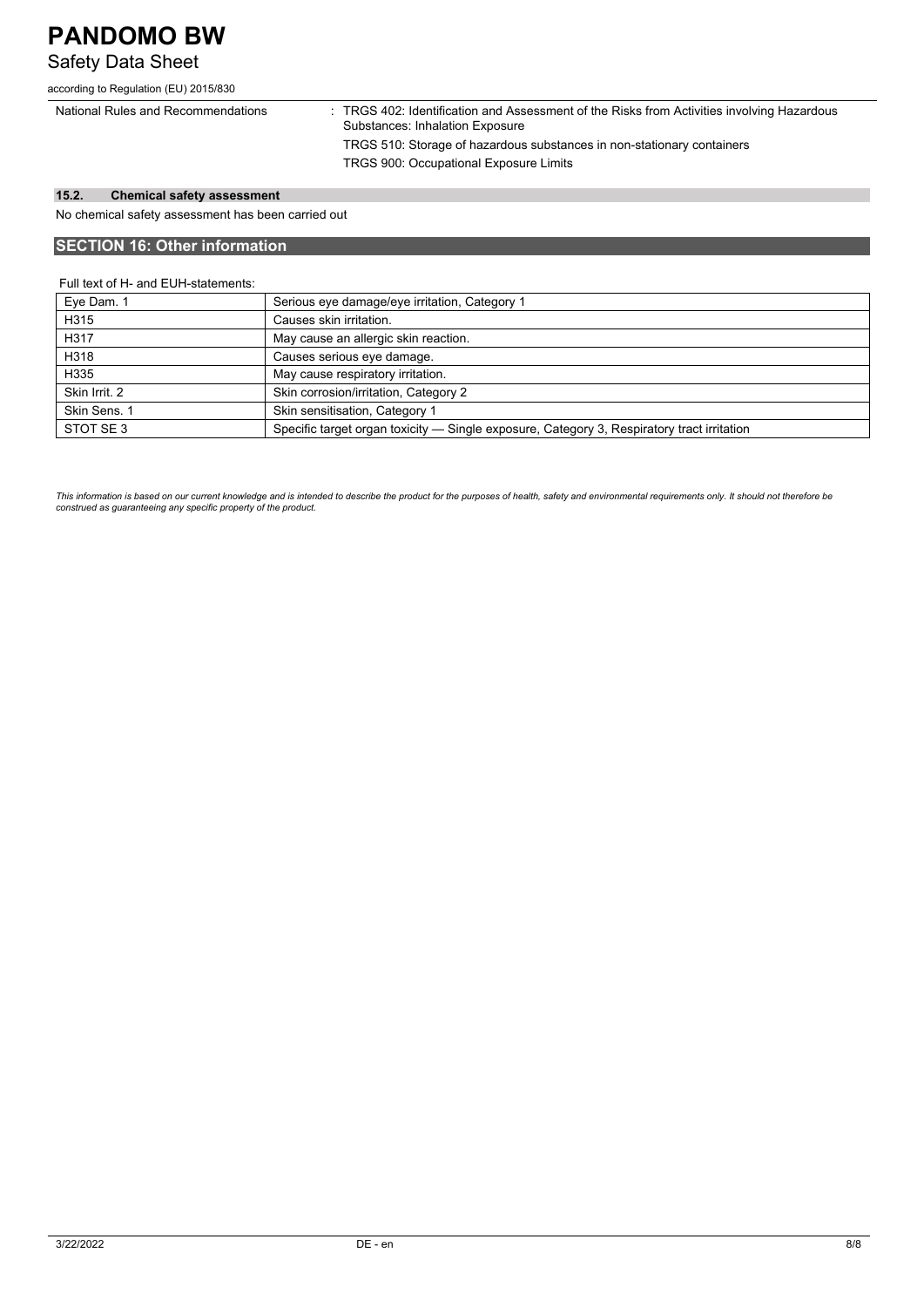National Rules and Recommendations : TRGS 402: Identification and Assessment of the Risks from Activities involving Hazardous Substances: Inhalation Exposure

TRGS 510: Storage of hazardous substances in non-stationary containers

TRGS 900: Occupational Exposure Limits

### 15.2. Chemical safety assessment

No chemical safety assessment has been carried out

## SECTION 16: Other information

Full text of H- and EUH-statements:

| | |
|---|---|
| Eye Dam. 1 | Serious eye damage/eye irritation, Category 1 |
| H315 | Causes skin irritation. |
| H317 | May cause an allergic skin reaction. |
| H318 | Causes serious eye damage. |
| H335 | May cause respiratory irritation. |
| Skin Irrit. 2 | Skin corrosion/irritation, Category 2 |
| Skin Sens. 1 | Skin sensitisation, Category 1 |
| STOT SE 3 | Specific target organ toxicity — Single exposure, Category 3, Respiratory tract irritation |

*This information is based on our current knowledge and is intended to describe the product for the purposes of health, safety and environmental requirements only. It should not therefore be construed as guaranteeing any specific property of the product.*